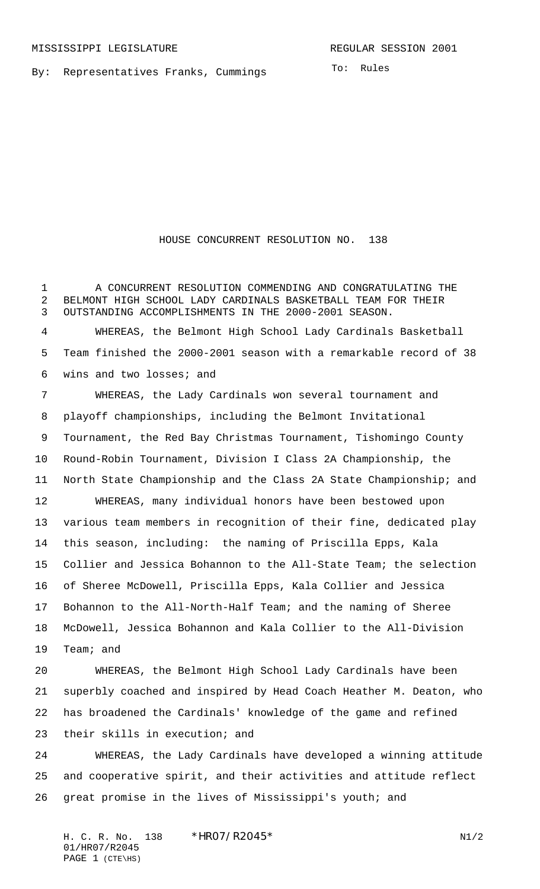MISSISSIPPI LEGISLATURE REGULAR SESSION 2001

By: Representatives Franks, Cummings

To: Rules

# HOUSE CONCURRENT RESOLUTION NO. 138

A CONCURRENT RESOLUTION COMMENDING AND CONGRATULATING THE BELMONT HIGH SCHOOL LADY CARDINALS BASKETBALL TEAM FOR THEIR OUTSTANDING ACCOMPLISHMENTS IN THE 2000-2001 SEASON.

WHEREAS, the Belmont High School Lady Cardinals Basketball Team finished the 2000-2001 season with a remarkable record of 38 wins and two losses; and

WHEREAS, the Lady Cardinals won several tournament and playoff championships, including the Belmont Invitational Tournament, the Red Bay Christmas Tournament, Tishomingo County Round-Robin Tournament, Division I Class 2A Championship, the North State Championship and the Class 2A State Championship; and

WHEREAS, many individual honors have been bestowed upon various team members in recognition of their fine, dedicated play this season, including: the naming of Priscilla Epps, Kala Collier and Jessica Bohannon to the All-State Team; the selection of Sheree McDowell, Priscilla Epps, Kala Collier and Jessica Bohannon to the All-North-Half Team; and the naming of Sheree McDowell, Jessica Bohannon and Kala Collier to the All-Division Team; and

WHEREAS, the Belmont High School Lady Cardinals have been superbly coached and inspired by Head Coach Heather M. Deaton, who has broadened the Cardinals' knowledge of the game and refined their skills in execution; and

WHEREAS, the Lady Cardinals have developed a winning attitude and cooperative spirit, and their activities and attitude reflect great promise in the lives of Mississippi's youth; and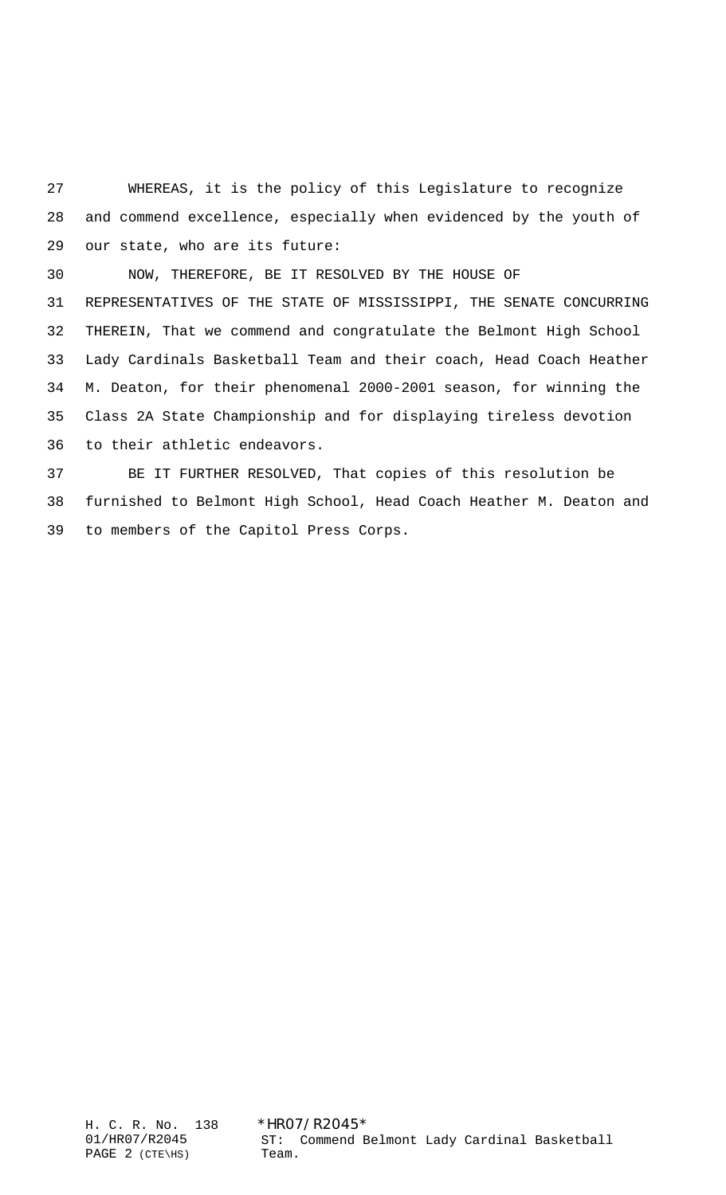WHEREAS, it is the policy of this Legislature to recognize and commend excellence, especially when evidenced by the youth of our state, who are its future:

NOW, THEREFORE, BE IT RESOLVED BY THE HOUSE OF REPRESENTATIVES OF THE STATE OF MISSISSIPPI, THE SENATE CONCURRING THEREIN, That we commend and congratulate the Belmont High School Lady Cardinals Basketball Team and their coach, Head Coach Heather M. Deaton, for their phenomenal 2000-2001 season, for winning the Class 2A State Championship and for displaying tireless devotion to their athletic endeavors.

BE IT FURTHER RESOLVED, That copies of this resolution be furnished to Belmont High School, Head Coach Heather M. Deaton and to members of the Capitol Press Corps.

ST: Commend Belmont Lady Cardinal Basketball Team.